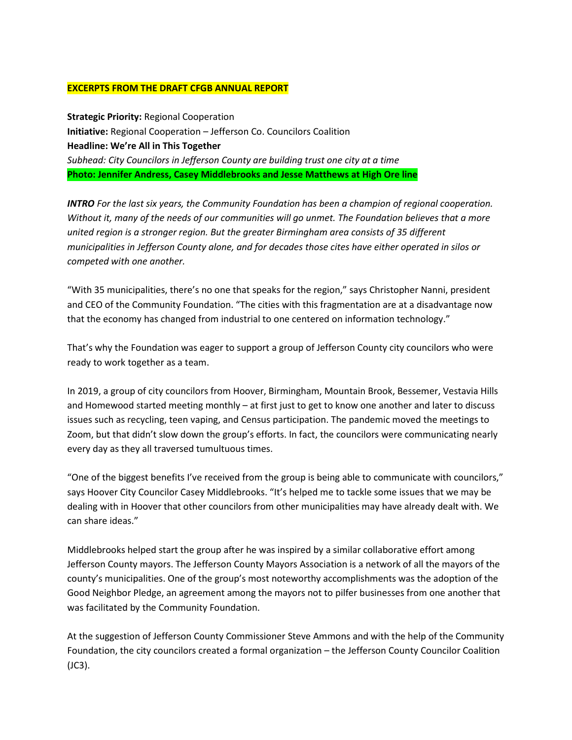**EXCERPTS FROM THE DRAFT CFGB ANNUAL REPORT**

**Strategic Priority:** Regional Cooperation
**Initiative:** Regional Cooperation – Jefferson Co. Councilors Coalition
**Headline: We're All in This Together**
*Subhead: City Councilors in Jefferson County are building trust one city at a time*
**Photo: Jennifer Andress, Casey Middlebrooks and Jesse Matthews at High Ore line**

***INTRO*** *For the last six years, the Community Foundation has been a champion of regional cooperation. Without it, many of the needs of our communities will go unmet. The Foundation believes that a more united region is a stronger region. But the greater Birmingham area consists of 35 different municipalities in Jefferson County alone, and for decades those cites have either operated in silos or competed with one another.*

"With 35 municipalities, there's no one that speaks for the region," says Christopher Nanni, president and CEO of the Community Foundation. "The cities with this fragmentation are at a disadvantage now that the economy has changed from industrial to one centered on information technology."

That's why the Foundation was eager to support a group of Jefferson County city councilors who were ready to work together as a team.

In 2019, a group of city councilors from Hoover, Birmingham, Mountain Brook, Bessemer, Vestavia Hills and Homewood started meeting monthly – at first just to get to know one another and later to discuss issues such as recycling, teen vaping, and Census participation. The pandemic moved the meetings to Zoom, but that didn't slow down the group's efforts. In fact, the councilors were communicating nearly every day as they all traversed tumultuous times.

"One of the biggest benefits I've received from the group is being able to communicate with councilors," says Hoover City Councilor Casey Middlebrooks. "It's helped me to tackle some issues that we may be dealing with in Hoover that other councilors from other municipalities may have already dealt with. We can share ideas."

Middlebrooks helped start the group after he was inspired by a similar collaborative effort among Jefferson County mayors. The Jefferson County Mayors Association is a network of all the mayors of the county's municipalities. One of the group's most noteworthy accomplishments was the adoption of the Good Neighbor Pledge, an agreement among the mayors not to pilfer businesses from one another that was facilitated by the Community Foundation.

At the suggestion of Jefferson County Commissioner Steve Ammons and with the help of the Community Foundation, the city councilors created a formal organization – the Jefferson County Councilor Coalition (JC3).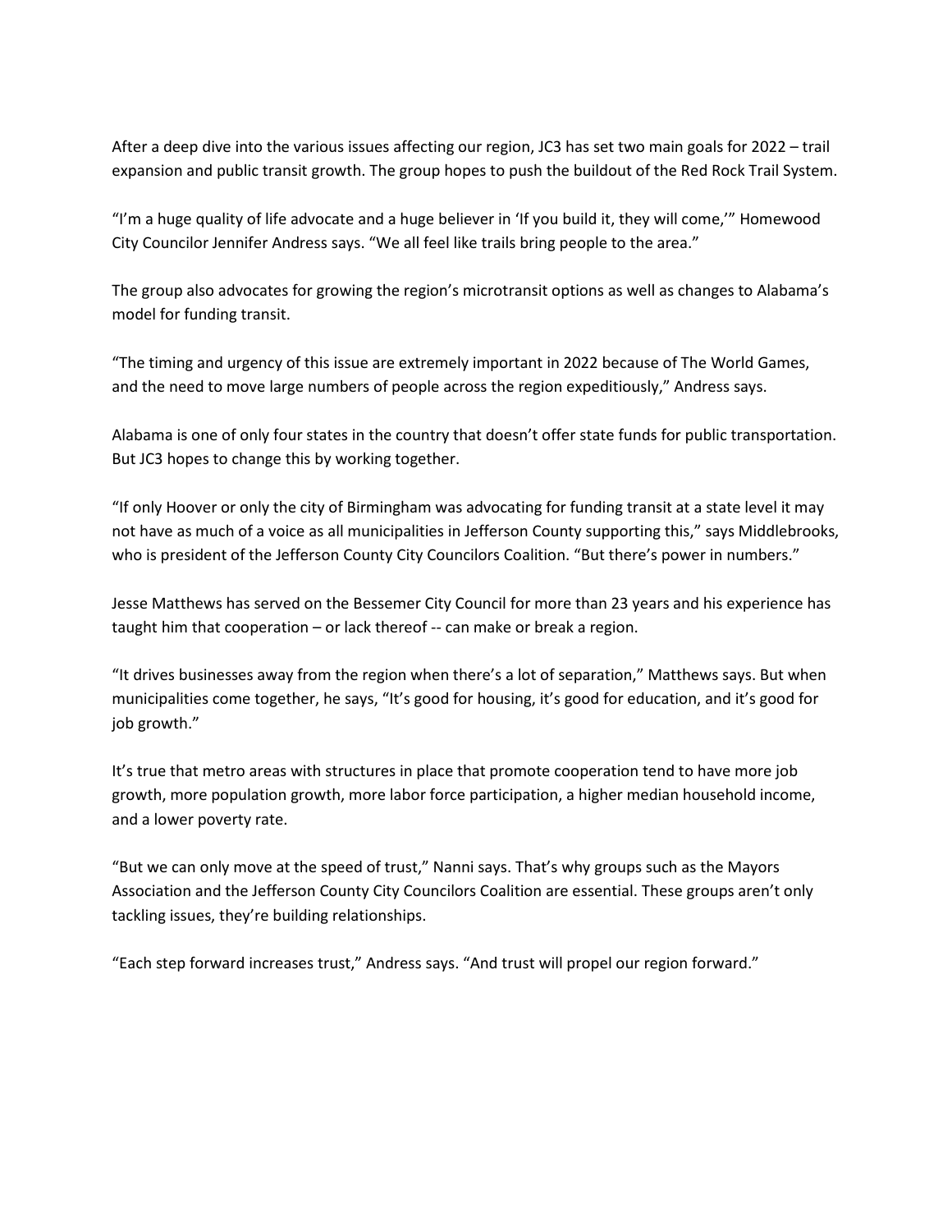After a deep dive into the various issues affecting our region, JC3 has set two main goals for 2022 – trail expansion and public transit growth. The group hopes to push the buildout of the Red Rock Trail System.

"I'm a huge quality of life advocate and a huge believer in 'If you build it, they will come,'" Homewood City Councilor Jennifer Andress says. "We all feel like trails bring people to the area."

The group also advocates for growing the region's microtransit options as well as changes to Alabama's model for funding transit.

"The timing and urgency of this issue are extremely important in 2022 because of The World Games, and the need to move large numbers of people across the region expeditiously," Andress says.

Alabama is one of only four states in the country that doesn't offer state funds for public transportation. But JC3 hopes to change this by working together.

"If only Hoover or only the city of Birmingham was advocating for funding transit at a state level it may not have as much of a voice as all municipalities in Jefferson County supporting this," says Middlebrooks, who is president of the Jefferson County City Councilors Coalition. "But there's power in numbers."

Jesse Matthews has served on the Bessemer City Council for more than 23 years and his experience has taught him that cooperation – or lack thereof -- can make or break a region.

"It drives businesses away from the region when there's a lot of separation," Matthews says. But when municipalities come together, he says, "It's good for housing, it's good for education, and it's good for job growth."

It's true that metro areas with structures in place that promote cooperation tend to have more job growth, more population growth, more labor force participation, a higher median household income, and a lower poverty rate.

"But we can only move at the speed of trust," Nanni says. That's why groups such as the Mayors Association and the Jefferson County City Councilors Coalition are essential. These groups aren't only tackling issues, they're building relationships.

"Each step forward increases trust," Andress says. "And trust will propel our region forward."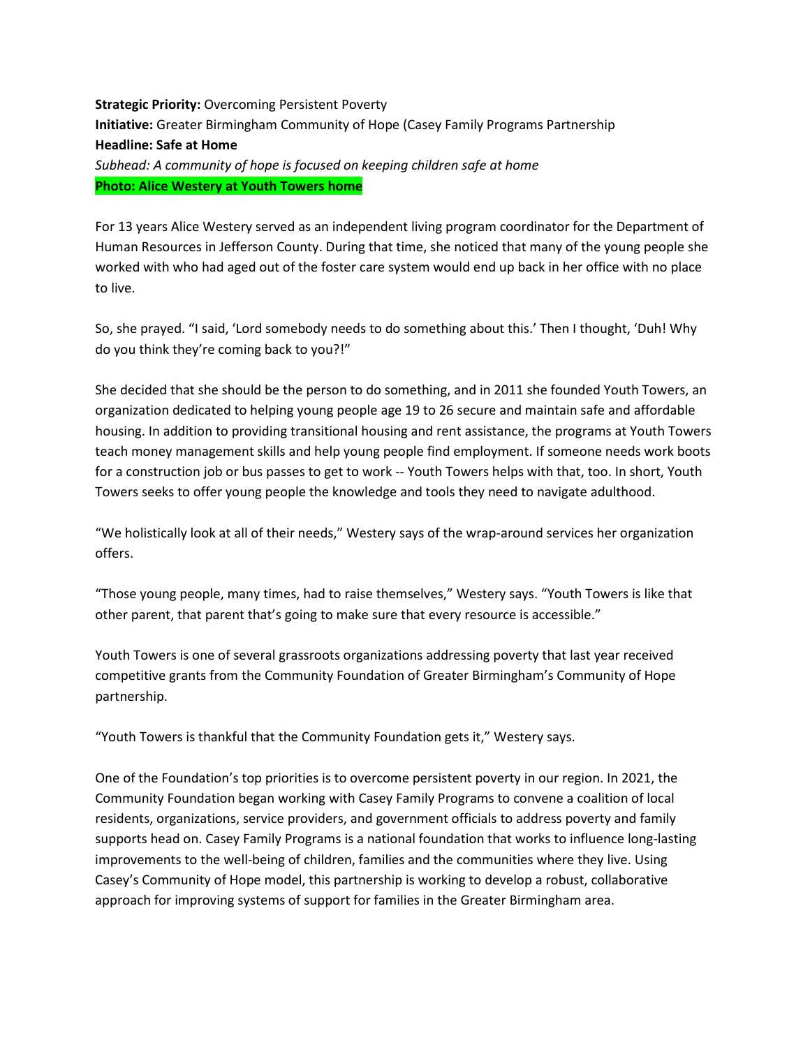**Strategic Priority:** Overcoming Persistent Poverty
**Initiative:** Greater Birmingham Community of Hope (Casey Family Programs Partnership
**Headline: Safe at Home**
*Subhead: A community of hope is focused on keeping children safe at home*
**Photo: Alice Westery at Youth Towers home**

For 13 years Alice Westery served as an independent living program coordinator for the Department of Human Resources in Jefferson County. During that time, she noticed that many of the young people she worked with who had aged out of the foster care system would end up back in her office with no place to live.

So, she prayed. "I said, 'Lord somebody needs to do something about this.' Then I thought, 'Duh! Why do you think they're coming back to you?!"

She decided that she should be the person to do something, and in 2011 she founded Youth Towers, an organization dedicated to helping young people age 19 to 26 secure and maintain safe and affordable housing. In addition to providing transitional housing and rent assistance, the programs at Youth Towers teach money management skills and help young people find employment. If someone needs work boots for a construction job or bus passes to get to work -- Youth Towers helps with that, too. In short, Youth Towers seeks to offer young people the knowledge and tools they need to navigate adulthood.

"We holistically look at all of their needs," Westery says of the wrap-around services her organization offers.

"Those young people, many times, had to raise themselves," Westery says. "Youth Towers is like that other parent, that parent that's going to make sure that every resource is accessible."

Youth Towers is one of several grassroots organizations addressing poverty that last year received competitive grants from the Community Foundation of Greater Birmingham's Community of Hope partnership.

"Youth Towers is thankful that the Community Foundation gets it," Westery says.

One of the Foundation's top priorities is to overcome persistent poverty in our region. In 2021, the Community Foundation began working with Casey Family Programs to convene a coalition of local residents, organizations, service providers, and government officials to address poverty and family supports head on. Casey Family Programs is a national foundation that works to influence long-lasting improvements to the well-being of children, families and the communities where they live. Using Casey's Community of Hope model, this partnership is working to develop a robust, collaborative approach for improving systems of support for families in the Greater Birmingham area.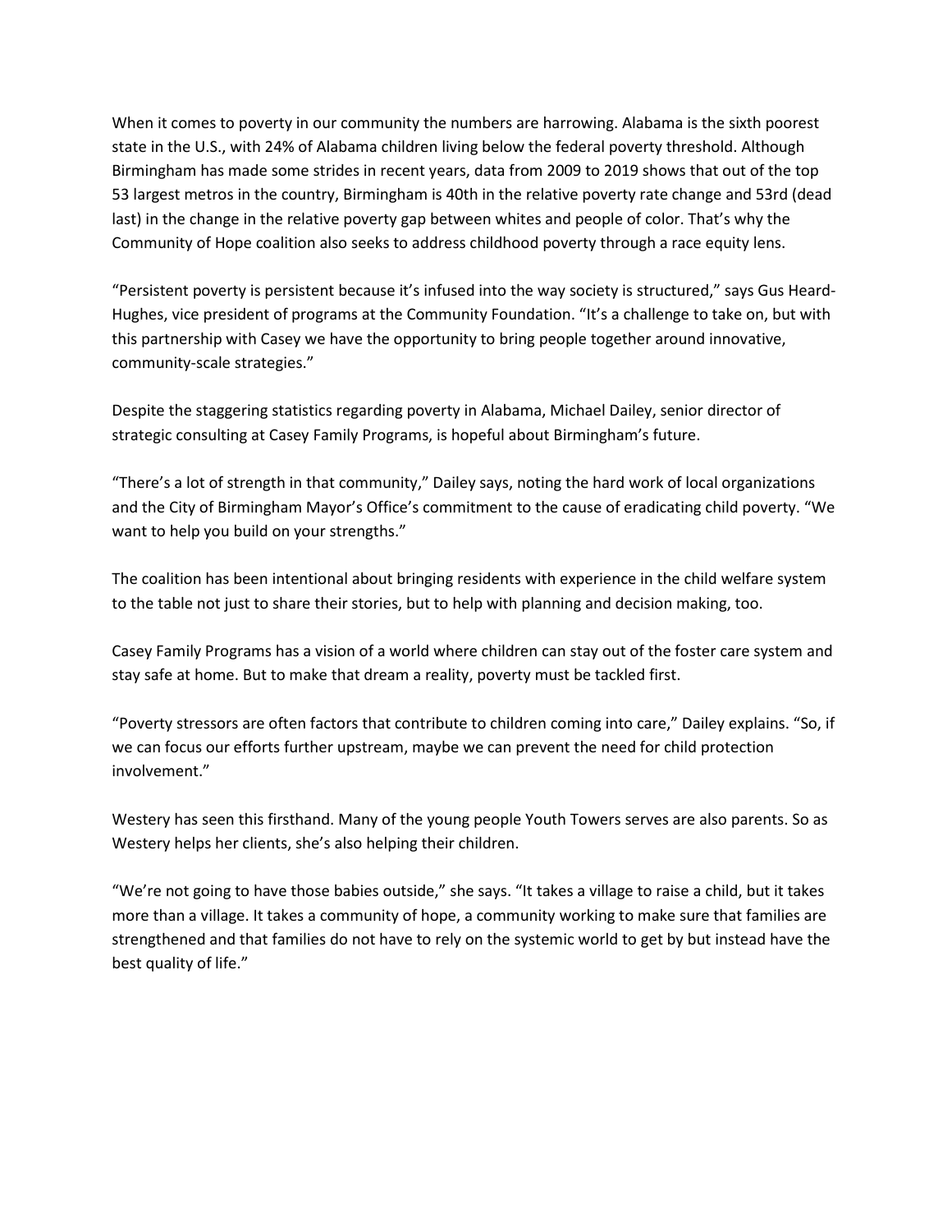When it comes to poverty in our community the numbers are harrowing. Alabama is the sixth poorest state in the U.S., with 24% of Alabama children living below the federal poverty threshold. Although Birmingham has made some strides in recent years, data from 2009 to 2019 shows that out of the top 53 largest metros in the country, Birmingham is 40th in the relative poverty rate change and 53rd (dead last) in the change in the relative poverty gap between whites and people of color. That's why the Community of Hope coalition also seeks to address childhood poverty through a race equity lens.

"Persistent poverty is persistent because it's infused into the way society is structured," says Gus Heard-Hughes, vice president of programs at the Community Foundation. "It's a challenge to take on, but with this partnership with Casey we have the opportunity to bring people together around innovative, community-scale strategies."

Despite the staggering statistics regarding poverty in Alabama, Michael Dailey, senior director of strategic consulting at Casey Family Programs, is hopeful about Birmingham's future.

"There's a lot of strength in that community," Dailey says, noting the hard work of local organizations and the City of Birmingham Mayor's Office's commitment to the cause of eradicating child poverty. "We want to help you build on your strengths."

The coalition has been intentional about bringing residents with experience in the child welfare system to the table not just to share their stories, but to help with planning and decision making, too.

Casey Family Programs has a vision of a world where children can stay out of the foster care system and stay safe at home. But to make that dream a reality, poverty must be tackled first.

"Poverty stressors are often factors that contribute to children coming into care," Dailey explains. "So, if we can focus our efforts further upstream, maybe we can prevent the need for child protection involvement."

Westery has seen this firsthand. Many of the young people Youth Towers serves are also parents. So as Westery helps her clients, she's also helping their children.

"We're not going to have those babies outside," she says. "It takes a village to raise a child, but it takes more than a village. It takes a community of hope, a community working to make sure that families are strengthened and that families do not have to rely on the systemic world to get by but instead have the best quality of life."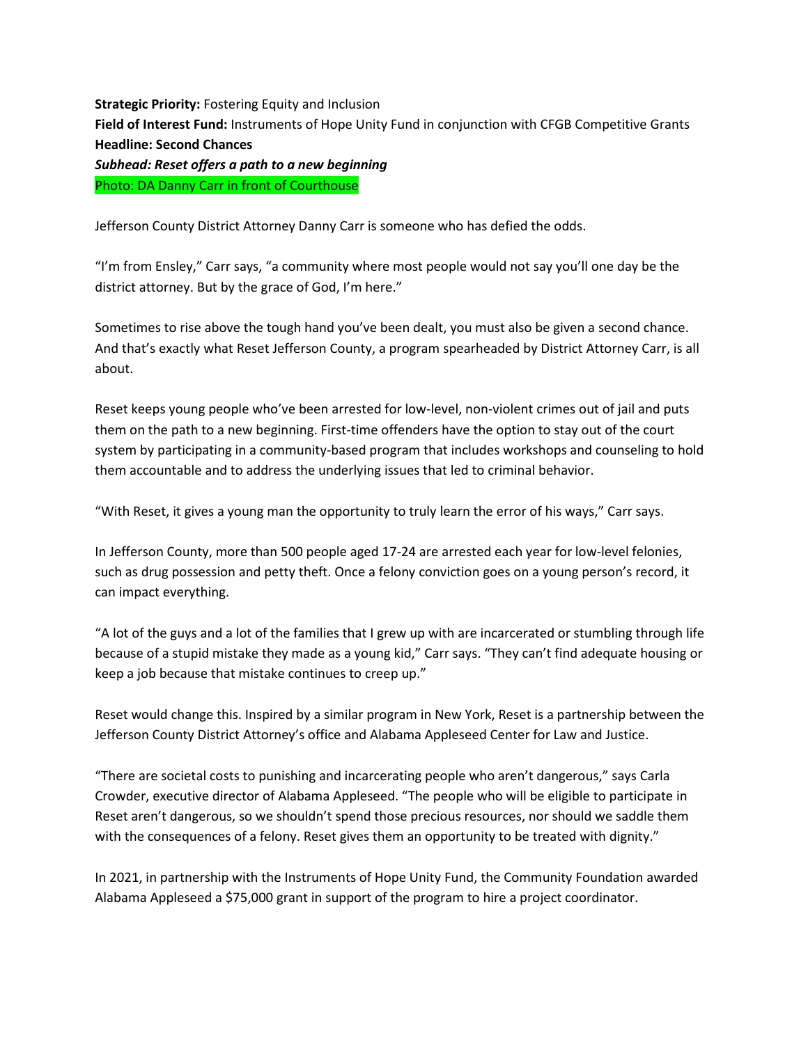**Strategic Priority:** Fostering Equity and Inclusion
**Field of Interest Fund:** Instruments of Hope Unity Fund in conjunction with CFGB Competitive Grants
**Headline: Second Chances**
***Subhead: Reset offers a path to a new beginning***
Photo: DA Danny Carr in front of Courthouse

Jefferson County District Attorney Danny Carr is someone who has defied the odds.

"I'm from Ensley," Carr says, "a community where most people would not say you'll one day be the district attorney. But by the grace of God, I'm here."

Sometimes to rise above the tough hand you've been dealt, you must also be given a second chance. And that's exactly what Reset Jefferson County, a program spearheaded by District Attorney Carr, is all about.

Reset keeps young people who've been arrested for low-level, non-violent crimes out of jail and puts them on the path to a new beginning. First-time offenders have the option to stay out of the court system by participating in a community-based program that includes workshops and counseling to hold them accountable and to address the underlying issues that led to criminal behavior.

"With Reset, it gives a young man the opportunity to truly learn the error of his ways," Carr says.

In Jefferson County, more than 500 people aged 17-24 are arrested each year for low-level felonies, such as drug possession and petty theft. Once a felony conviction goes on a young person's record, it can impact everything.

"A lot of the guys and a lot of the families that I grew up with are incarcerated or stumbling through life because of a stupid mistake they made as a young kid," Carr says. "They can't find adequate housing or keep a job because that mistake continues to creep up."

Reset would change this. Inspired by a similar program in New York, Reset is a partnership between the Jefferson County District Attorney's office and Alabama Appleseed Center for Law and Justice.

"There are societal costs to punishing and incarcerating people who aren't dangerous," says Carla Crowder, executive director of Alabama Appleseed. "The people who will be eligible to participate in Reset aren't dangerous, so we shouldn't spend those precious resources, nor should we saddle them with the consequences of a felony. Reset gives them an opportunity to be treated with dignity."

In 2021, in partnership with the Instruments of Hope Unity Fund, the Community Foundation awarded Alabama Appleseed a $75,000 grant in support of the program to hire a project coordinator.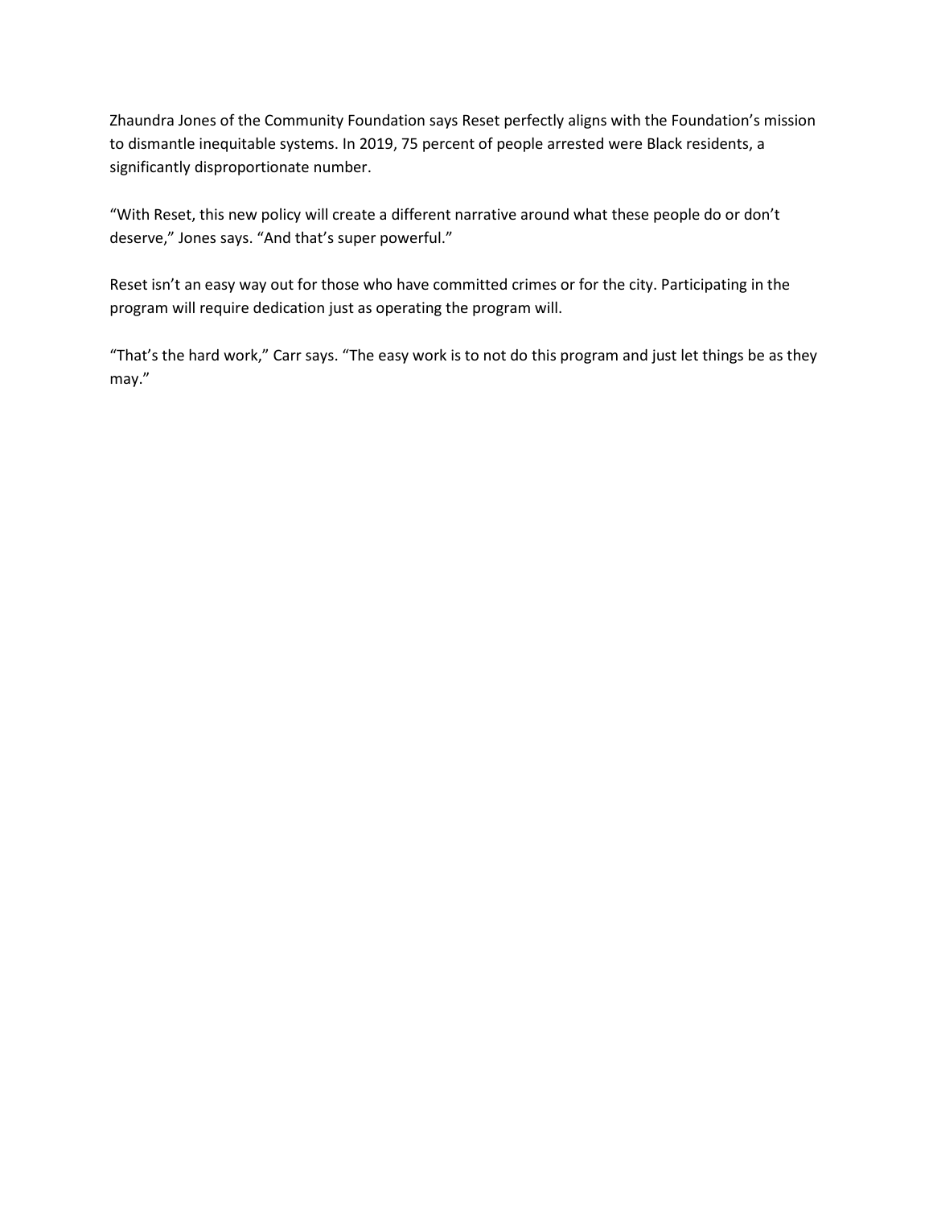Zhaundra Jones of the Community Foundation says Reset perfectly aligns with the Foundation's mission to dismantle inequitable systems. In 2019, 75 percent of people arrested were Black residents, a significantly disproportionate number.

"With Reset, this new policy will create a different narrative around what these people do or don't deserve," Jones says. "And that's super powerful."

Reset isn't an easy way out for those who have committed crimes or for the city. Participating in the program will require dedication just as operating the program will.

"That's the hard work," Carr says. "The easy work is to not do this program and just let things be as they may."